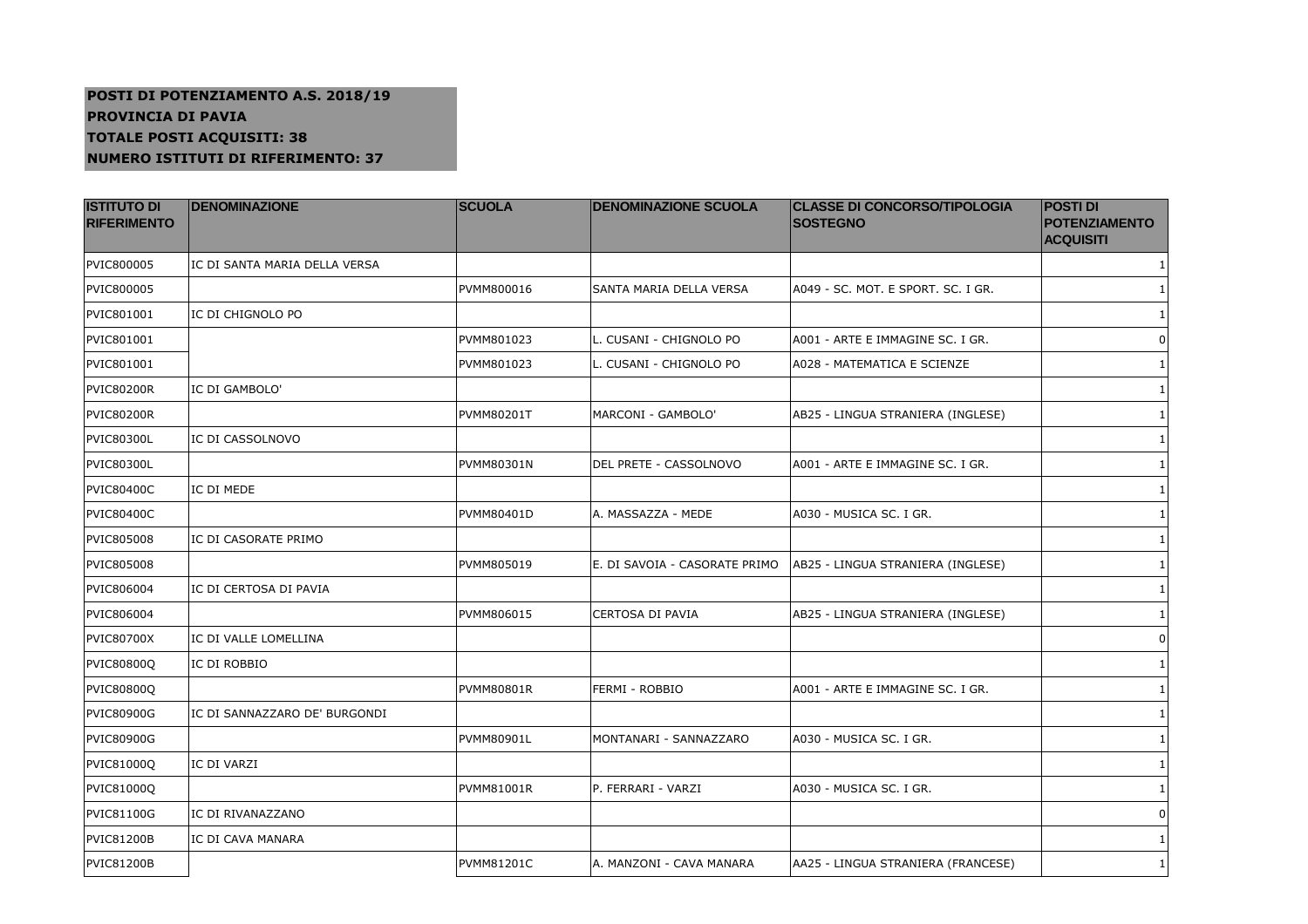**POSTI DI POTENZIAMENTO A.S. 2018/19**
**PROVINCIA DI PAVIA**
**TOTALE POSTI ACQUISITI: 38**
**NUMERO ISTITUTI DI RIFERIMENTO: 37**

| ISTITUTO DI RIFERIMENTO | DENOMINAZIONE | SCUOLA | DENOMINAZIONE SCUOLA | CLASSE DI CONCORSO/TIPOLOGIA SOSTEGNO | POSTI DI POTENZIAMENTO ACQUISITI |
|---|---|---|---|---|---|
| PVIC800005 | IC DI SANTA MARIA DELLA VERSA | | | | 1 |
| PVIC800005 | | PVMM800016 | SANTA MARIA DELLA VERSA | A049 - SC. MOT. E SPORT. SC. I GR. | 1 |
| PVIC801001 | IC DI CHIGNOLO PO | | | | 1 |
| PVIC801001 | | PVMM801023 | L. CUSANI - CHIGNOLO PO | A001 - ARTE E IMMAGINE SC. I GR. | 0 |
| PVIC801001 | | PVMM801023 | L. CUSANI - CHIGNOLO PO | A028 - MATEMATICA E SCIENZE | 1 |
| PVIC80200R | IC DI GAMBOLO' | | | | 1 |
| PVIC80200R | | PVMM80201T | MARCONI - GAMBOLO' | AB25 - LINGUA STRANIERA (INGLESE) | 1 |
| PVIC80300L | IC DI CASSOLNOVO | | | | 1 |
| PVIC80300L | | PVMM80301N | DEL PRETE - CASSOLNOVO | A001 - ARTE E IMMAGINE SC. I GR. | 1 |
| PVIC80400C | IC DI MEDE | | | | 1 |
| PVIC80400C | | PVMM80401D | A. MASSAZZA - MEDE | A030 - MUSICA SC. I GR. | 1 |
| PVIC805008 | IC DI CASORATE PRIMO | | | | 1 |
| PVIC805008 | | PVMM805019 | E. DI SAVOIA - CASORATE PRIMO | AB25 - LINGUA STRANIERA (INGLESE) | 1 |
| PVIC806004 | IC DI CERTOSA DI PAVIA | | | | 1 |
| PVIC806004 | | PVMM806015 | CERTOSA DI PAVIA | AB25 - LINGUA STRANIERA (INGLESE) | 1 |
| PVIC80700X | IC DI VALLE LOMELLINA | | | | 0 |
| PVIC80800Q | IC DI ROBBIO | | | | 1 |
| PVIC80800Q | | PVMM80801R | FERMI - ROBBIO | A001 - ARTE E IMMAGINE SC. I GR. | 1 |
| PVIC80900G | IC DI SANNAZZARO DE' BURGONDI | | | | 1 |
| PVIC80900G | | PVMM80901L | MONTANARI - SANNAZZARO | A030 - MUSICA SC. I GR. | 1 |
| PVIC81000Q | IC DI VARZI | | | | 1 |
| PVIC81000Q | | PVMM81001R | P. FERRARI - VARZI | A030 - MUSICA SC. I GR. | 1 |
| PVIC81100G | IC DI RIVANAZZANO | | | | 0 |
| PVIC81200B | IC DI CAVA MANARA | | | | 1 |
| PVIC81200B | | PVMM81201C | A. MANZONI - CAVA MANARA | AA25 - LINGUA STRANIERA (FRANCESE) | 1 |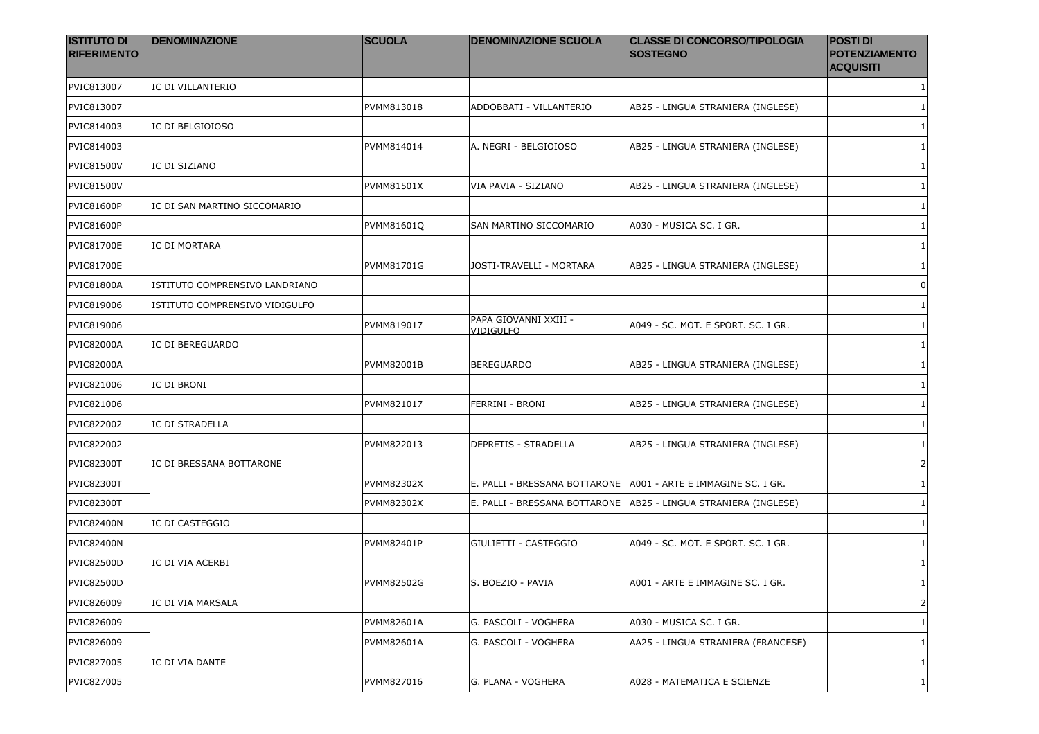| ISTITUTO DI RIFERIMENTO | DENOMINAZIONE | SCUOLA | DENOMINAZIONE SCUOLA | CLASSE DI CONCORSO/TIPOLOGIA SOSTEGNO | POSTI DI POTENZIAMENTO ACQUISITI |
|---|---|---|---|---|---|
| PVIC813007 | IC DI VILLANTERIO | | | | 1 |
| PVIC813007 | | PVMM813018 | ADDOBBATI - VILLANTERIO | AB25 - LINGUA STRANIERA (INGLESE) | 1 |
| PVIC814003 | IC DI BELGIOIOSO | | | | 1 |
| PVIC814003 | | PVMM814014 | A. NEGRI - BELGIOIOSO | AB25 - LINGUA STRANIERA (INGLESE) | 1 |
| PVIC81500V | IC DI SIZIANO | | | | 1 |
| PVIC81500V | | PVMM81501X | VIA PAVIA - SIZIANO | AB25 - LINGUA STRANIERA (INGLESE) | 1 |
| PVIC81600P | IC DI SAN MARTINO SICCOMARIO | | | | 1 |
| PVIC81600P | | PVMM81601Q | SAN MARTINO SICCOMARIO | A030 - MUSICA SC. I GR. | 1 |
| PVIC81700E | IC DI MORTARA | | | | 1 |
| PVIC81700E | | PVMM81701G | JOSTI-TRAVELLI - MORTARA | AB25 - LINGUA STRANIERA (INGLESE) | 1 |
| PVIC81800A | ISTITUTO COMPRENSIVO LANDRIANO | | | | 0 |
| PVIC819006 | ISTITUTO COMPRENSIVO VIDIGULFO | | | | 1 |
| PVIC819006 | | PVMM819017 | PAPA GIOVANNI XXIII - VIDIGULFO | A049 - SC. MOT. E SPORT. SC. I GR. | 1 |
| PVIC82000A | IC DI BEREGUARDO | | | | 1 |
| PVIC82000A | | PVMM82001B | BEREGUARDO | AB25 - LINGUA STRANIERA (INGLESE) | 1 |
| PVIC821006 | IC DI BRONI | | | | 1 |
| PVIC821006 | | PVMM821017 | FERRINI - BRONI | AB25 - LINGUA STRANIERA (INGLESE) | 1 |
| PVIC822002 | IC DI STRADELLA | | | | 1 |
| PVIC822002 | | PVMM822013 | DEPRETIS - STRADELLA | AB25 - LINGUA STRANIERA (INGLESE) | 1 |
| PVIC82300T | IC DI BRESSANA BOTTARONE | | | | 2 |
| PVIC82300T | | PVMM82302X | E. PALLI - BRESSANA BOTTARONE | A001 - ARTE E IMMAGINE SC. I GR. | 1 |
| PVIC82300T | | PVMM82302X | E. PALLI - BRESSANA BOTTARONE | AB25 - LINGUA STRANIERA (INGLESE) | 1 |
| PVIC82400N | IC DI CASTEGGIO | | | | 1 |
| PVIC82400N | | PVMM82401P | GIULIETTI - CASTEGGIO | A049 - SC. MOT. E SPORT. SC. I GR. | 1 |
| PVIC82500D | IC DI VIA ACERBI | | | | 1 |
| PVIC82500D | | PVMM82502G | S. BOEZIO - PAVIA | A001 - ARTE E IMMAGINE SC. I GR. | 1 |
| PVIC826009 | IC DI VIA MARSALA | | | | 2 |
| PVIC826009 | | PVMM82601A | G. PASCOLI - VOGHERA | A030 - MUSICA SC. I GR. | 1 |
| PVIC826009 | | PVMM82601A | G. PASCOLI - VOGHERA | AA25 - LINGUA STRANIERA (FRANCESE) | 1 |
| PVIC827005 | IC DI VIA DANTE | | | | 1 |
| PVIC827005 | | PVMM827016 | G. PLANA - VOGHERA | A028 - MATEMATICA E SCIENZE | 1 |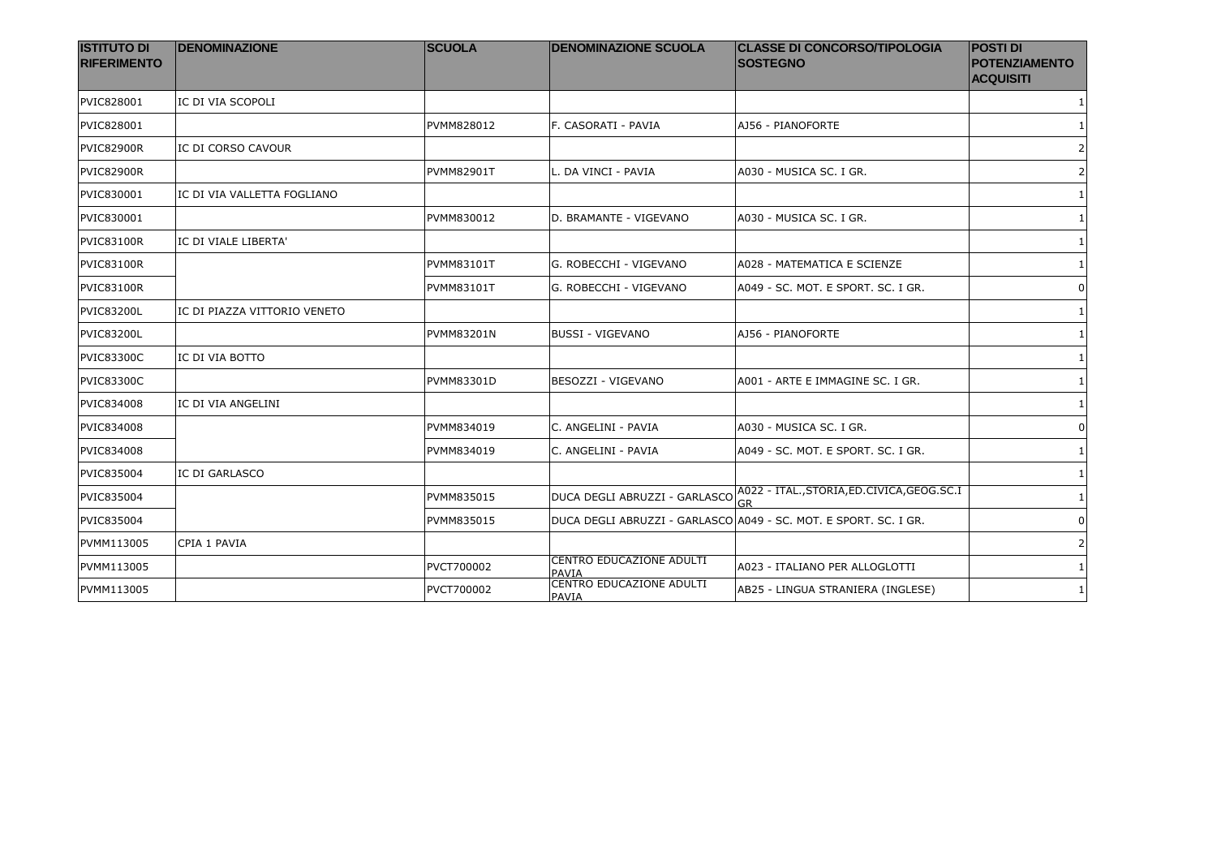| ISTITUTO DI RIFERIMENTO | DENOMINAZIONE | SCUOLA | DENOMINAZIONE SCUOLA | CLASSE DI CONCORSO/TIPOLOGIA SOSTEGNO | POSTI DI POTENZIAMENTO ACQUISITI |
| --- | --- | --- | --- | --- | --- |
| PVIC828001 | IC DI VIA SCOPOLI | | | | 1 |
| PVIC828001 | | PVMM828012 | F. CASORATI - PAVIA | AJ56 - PIANOFORTE | 1 |
| PVIC82900R | IC DI CORSO CAVOUR | | | | 2 |
| PVIC82900R | | PVMM82901T | L. DA VINCI - PAVIA | A030 - MUSICA SC. I GR. | 2 |
| PVIC830001 | IC DI VIA VALLETTA FOGLIANO | | | | 1 |
| PVIC830001 | | PVMM830012 | D. BRAMANTE - VIGEVANO | A030 - MUSICA SC. I GR. | 1 |
| PVIC83100R | IC DI VIALE LIBERTA' | | | | 1 |
| PVIC83100R | | PVMM83101T | G. ROBECCHI - VIGEVANO | A028 - MATEMATICA E SCIENZE | 1 |
| PVIC83100R | | PVMM83101T | G. ROBECCHI - VIGEVANO | A049 - SC. MOT. E SPORT. SC. I GR. | 0 |
| PVIC83200L | IC DI PIAZZA VITTORIO VENETO | | | | 1 |
| PVIC83200L | | PVMM83201N | BUSSI - VIGEVANO | AJ56 - PIANOFORTE | 1 |
| PVIC83300C | IC DI VIA BOTTO | | | | 1 |
| PVIC83300C | | PVMM83301D | BESOZZI - VIGEVANO | A001 - ARTE E IMMAGINE SC. I GR. | 1 |
| PVIC834008 | IC DI VIA ANGELINI | | | | 1 |
| PVIC834008 | | PVMM834019 | C. ANGELINI - PAVIA | A030 - MUSICA SC. I GR. | 0 |
| PVIC834008 | | PVMM834019 | C. ANGELINI - PAVIA | A049 - SC. MOT. E SPORT. SC. I GR. | 1 |
| PVIC835004 | IC DI GARLASCO | | | | 1 |
| PVIC835004 | | PVMM835015 | DUCA DEGLI ABRUZZI - GARLASCO | A022 - ITAL.,STORIA,ED.CIVICA,GEOG.SC.I GR | 1 |
| PVIC835004 | | PVMM835015 | DUCA DEGLI ABRUZZI - GARLASCO | A049 - SC. MOT. E SPORT. SC. I GR. | 0 |
| PVMM113005 | CPIA 1 PAVIA | | | | 2 |
| PVMM113005 | | PVCT700002 | CENTRO EDUCAZIONE ADULTI PAVIA | A023 - ITALIANO PER ALLOGLOTTI | 1 |
| PVMM113005 | | PVCT700002 | CENTRO EDUCAZIONE ADULTI PAVIA | AB25 - LINGUA STRANIERA (INGLESE) | 1 |